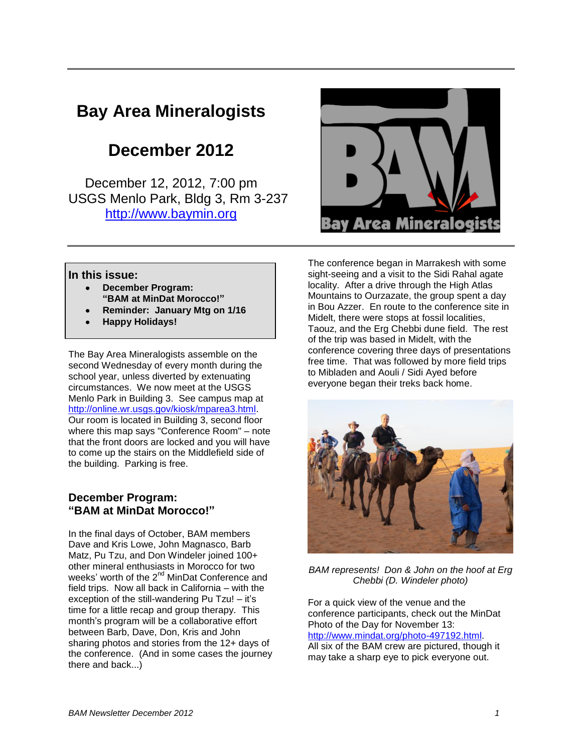# Bay Area Mineralogists

## December 2012

December 12, 2012, 7:00 pm
USGS Menlo Park, Bldg 3, Rm 3-237
http://www.baymin.org

**In this issue:**

- **December Program: "BAM at MinDat Morocco!"**
- **Reminder: January Mtg on 1/16**
- **Happy Holidays!**

The Bay Area Mineralogists assemble on the second Wednesday of every month during the school year, unless diverted by extenuating circumstances. We now meet at the USGS Menlo Park in Building 3. See campus map at http://online.wr.usgs.gov/kiosk/mparea3.html. Our room is located in Building 3, second floor where this map says "Conference Room" – note that the front doors are locked and you will have to come up the stairs on the Middlefield side of the building. Parking is free.

### December Program: "BAM at MinDat Morocco!"

In the final days of October, BAM members Dave and Kris Lowe, John Magnasco, Barb Matz, Pu Tzu, and Don Windeler joined 100+ other mineral enthusiasts in Morocco for two weeks' worth of the 2nd MinDat Conference and field trips. Now all back in California – with the exception of the still-wandering Pu Tzu! – it's time for a little recap and group therapy. This month's program will be a collaborative effort between Barb, Dave, Don, Kris and John sharing photos and stories from the 12+ days of the conference. (And in some cases the journey there and back...)

The conference began in Marrakesh with some sight-seeing and a visit to the Sidi Rahal agate locality. After a drive through the High Atlas Mountains to Ourzazate, the group spent a day in Bou Azzer. En route to the conference site in Midelt, there were stops at fossil localities, Taouz, and the Erg Chebbi dune field. The rest of the trip was based in Midelt, with the conference covering three days of presentations free time. That was followed by more field trips to Mibladen and Aouli / Sidi Ayed before everyone began their treks back home.

*BAM represents! Don & John on the hoof at Erg Chebbi (D. Windeler photo)*

For a quick view of the venue and the conference participants, check out the MinDat Photo of the Day for November 13: http://www.mindat.org/photo-497192.html. All six of the BAM crew are pictured, though it may take a sharp eye to pick everyone out.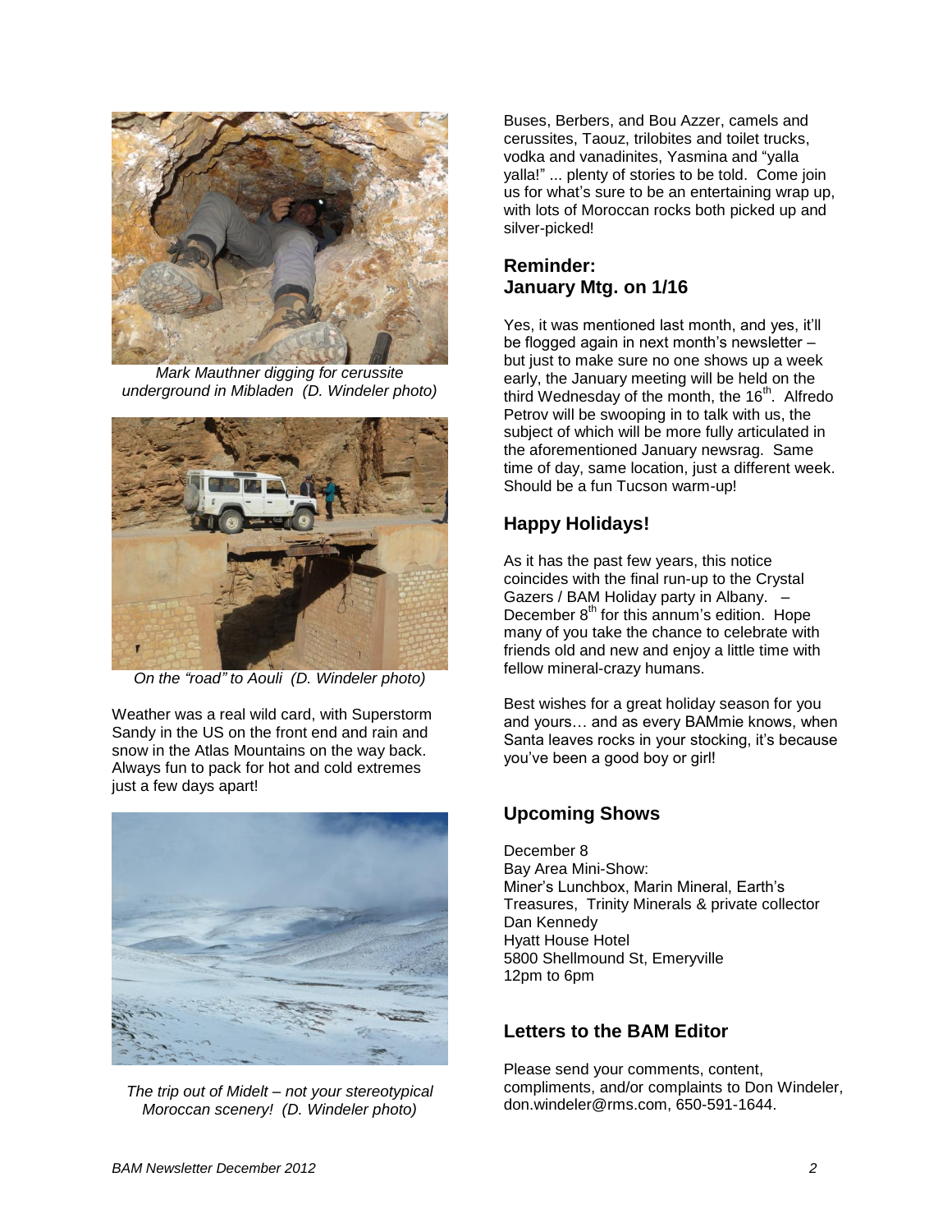*Mark Mauthner digging for cerussite underground in Mibladen (D. Windeler photo)*

*On the "road" to Aouli (D. Windeler photo)*

Weather was a real wild card, with Superstorm Sandy in the US on the front end and rain and snow in the Atlas Mountains on the way back. Always fun to pack for hot and cold extremes just a few days apart!

*The trip out of Midelt – not your stereotypical Moroccan scenery! (D. Windeler photo)*

Buses, Berbers, and Bou Azzer, camels and cerussites, Taouz, trilobites and toilet trucks, vodka and vanadinites, Yasmina and "yalla yalla!" ... plenty of stories to be told. Come join us for what's sure to be an entertaining wrap up, with lots of Moroccan rocks both picked up and silver-picked!

## Reminder: January Mtg. on 1/16

Yes, it was mentioned last month, and yes, it'll be flogged again in next month's newsletter – but just to make sure no one shows up a week early, the January meeting will be held on the third Wednesday of the month, the 16th. Alfredo Petrov will be swooping in to talk with us, the subject of which will be more fully articulated in the aforementioned January newsrag. Same time of day, same location, just a different week. Should be a fun Tucson warm-up!

## Happy Holidays!

As it has the past few years, this notice coincides with the final run-up to the Crystal Gazers / BAM Holiday party in Albany. – December 8th for this annum's edition. Hope many of you take the chance to celebrate with friends old and new and enjoy a little time with fellow mineral-crazy humans.

Best wishes for a great holiday season for you and yours… and as every BAMmie knows, when Santa leaves rocks in your stocking, it's because you've been a good boy or girl!

## Upcoming Shows

December 8
Bay Area Mini-Show:
Miner's Lunchbox, Marin Mineral, Earth's Treasures, Trinity Minerals & private collector Dan Kennedy
Hyatt House Hotel
5800 Shellmound St, Emeryville
12pm to 6pm

## Letters to the BAM Editor

Please send your comments, content, compliments, and/or complaints to Don Windeler, don.windeler@rms.com, 650-591-1644.